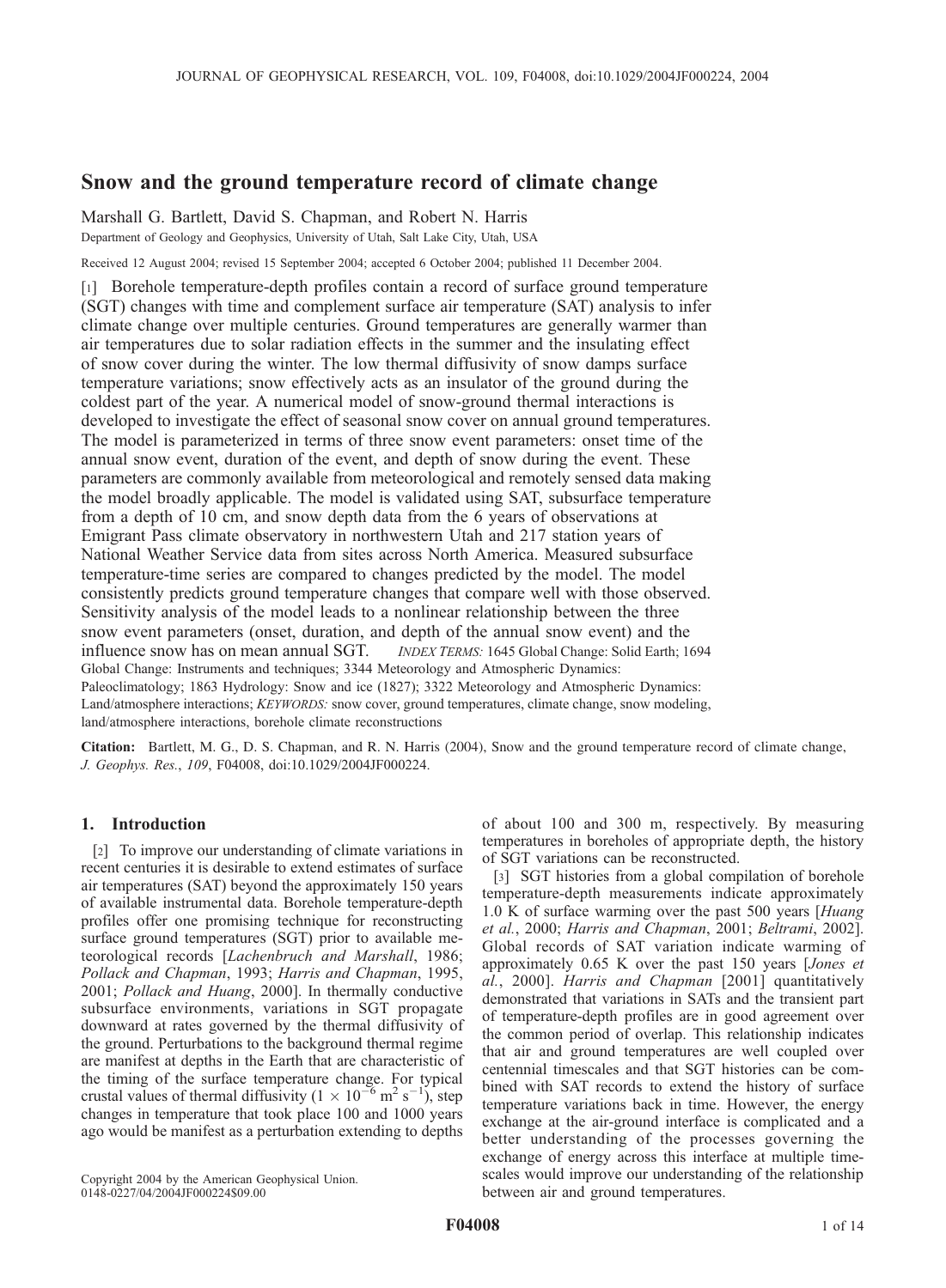# Snow and the ground temperature record of climate change

Marshall G. Bartlett, David S. Chapman, and Robert N. Harris

Department of Geology and Geophysics, University of Utah, Salt Lake City, Utah, USA

Received 12 August 2004; revised 15 September 2004; accepted 6 October 2004; published 11 December 2004.

[1] Borehole temperature-depth profiles contain a record of surface ground temperature (SGT) changes with time and complement surface air temperature (SAT) analysis to infer climate change over multiple centuries. Ground temperatures are generally warmer than air temperatures due to solar radiation effects in the summer and the insulating effect of snow cover during the winter. The low thermal diffusivity of snow damps surface temperature variations; snow effectively acts as an insulator of the ground during the coldest part of the year. A numerical model of snow-ground thermal interactions is developed to investigate the effect of seasonal snow cover on annual ground temperatures. The model is parameterized in terms of three snow event parameters: onset time of the annual snow event, duration of the event, and depth of snow during the event. These parameters are commonly available from meteorological and remotely sensed data making the model broadly applicable. The model is validated using SAT, subsurface temperature from a depth of 10 cm, and snow depth data from the 6 years of observations at Emigrant Pass climate observatory in northwestern Utah and 217 station years of National Weather Service data from sites across North America. Measured subsurface temperature-time series are compared to changes predicted by the model. The model consistently predicts ground temperature changes that compare well with those observed. Sensitivity analysis of the model leads to a nonlinear relationship between the three snow event parameters (onset, duration, and depth of the annual snow event) and the influence snow has on mean annual SGT. *INDEX TERMS:* 1645 Global Change: Solid Earth; 1694 Global Change: Instruments and techniques; 3344 Meteorology and Atmospheric Dynamics: Paleoclimatology; 1863 Hydrology: Snow and ice (1827); 3322 Meteorology and Atmospheric Dynamics: Land/atmosphere interactions; *KEYWORDS:* snow cover, ground temperatures, climate change, snow modeling, land/atmosphere interactions, borehole climate reconstructions

**Citation:** Bartlett, M. G., D. S. Chapman, and R. N. Harris (2004), Snow and the ground temperature record of climate change, *J. Geophys. Res.*, *109*, F04008, doi:10.1029/2004JF000224.

## 1. Introduction

[2] To improve our understanding of climate variations in recent centuries it is desirable to extend estimates of surface air temperatures (SAT) beyond the approximately 150 years of available instrumental data. Borehole temperature-depth profiles offer one promising technique for reconstructing surface ground temperatures (SGT) prior to available meteorological records [*Lachenbruch and Marshall*, 1986; *Pollack and Chapman*, 1993; *Harris and Chapman*, 1995, 2001; *Pollack and Huang*, 2000]. In thermally conductive subsurface environments, variations in SGT propagate downward at rates governed by the thermal diffusivity of the ground. Perturbations to the background thermal regime are manifest at depths in the Earth that are characteristic of the timing of the surface temperature change. For typical crustal values of thermal diffusivity ($1 \times 10^{-6}$ m$^2$ s$^{-1}$), step changes in temperature that took place 100 and 1000 years ago would be manifest as a perturbation extending to depths of about 100 and 300 m, respectively. By measuring temperatures in boreholes of appropriate depth, the history of SGT variations can be reconstructed.

[3] SGT histories from a global compilation of borehole temperature-depth measurements indicate approximately 1.0 K of surface warming over the past 500 years [*Huang et al.*, 2000; *Harris and Chapman*, 2001; *Beltrami*, 2002]. Global records of SAT variation indicate warming of approximately 0.65 K over the past 150 years [*Jones et al.*, 2000]. *Harris and Chapman* [2001] quantitatively demonstrated that variations in SATs and the transient part of temperature-depth profiles are in good agreement over the common period of overlap. This relationship indicates that air and ground temperatures are well coupled over centennial timescales and that SGT histories can be combined with SAT records to extend the history of surface temperature variations back in time. However, the energy exchange at the air-ground interface is complicated and a better understanding of the processes governing the exchange of energy across this interface at multiple timescales would improve our understanding of the relationship between air and ground temperatures.

Copyright 2004 by the American Geophysical Union.
0148-0227/04/2004JF000224$09.00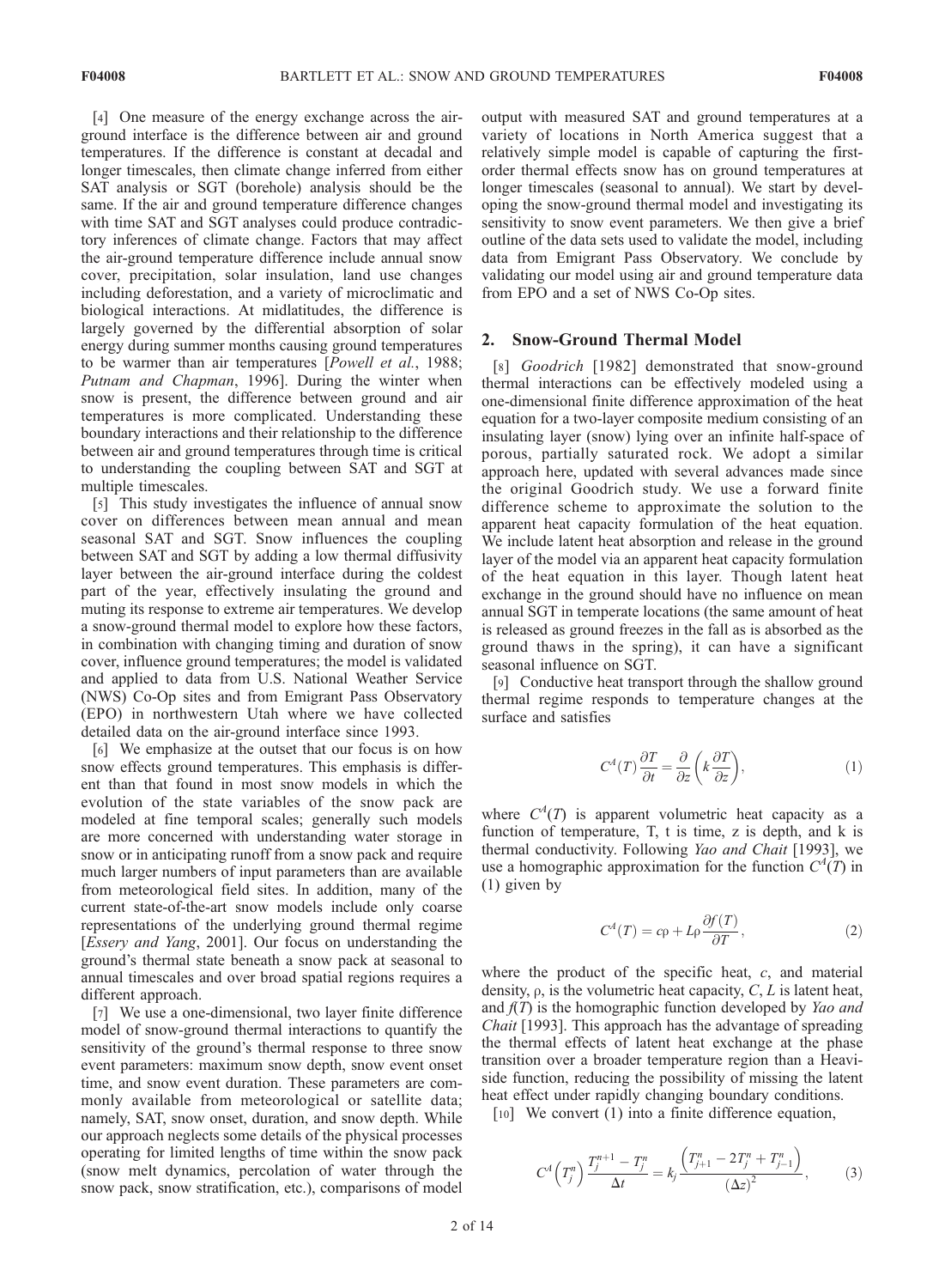[4] One measure of the energy exchange across the air-ground interface is the difference between air and ground temperatures. If the difference is constant at decadal and longer timescales, then climate change inferred from either SAT analysis or SGT (borehole) analysis should be the same. If the air and ground temperature difference changes with time SAT and SGT analyses could produce contradictory inferences of climate change. Factors that may affect the air-ground temperature difference include annual snow cover, precipitation, solar insulation, land use changes including deforestation, and a variety of microclimatic and biological interactions. At midlatitudes, the difference is largely governed by the differential absorption of solar energy during summer months causing ground temperatures to be warmer than air temperatures [*Powell et al.*, 1988; *Putnam and Chapman*, 1996]. During the winter when snow is present, the difference between ground and air temperatures is more complicated. Understanding these boundary interactions and their relationship to the difference between air and ground temperatures through time is critical to understanding the coupling between SAT and SGT at multiple timescales.

[5] This study investigates the influence of annual snow cover on differences between mean annual and mean seasonal SAT and SGT. Snow influences the coupling between SAT and SGT by adding a low thermal diffusivity layer between the air-ground interface during the coldest part of the year, effectively insulating the ground and muting its response to extreme air temperatures. We develop a snow-ground thermal model to explore how these factors, in combination with changing timing and duration of snow cover, influence ground temperatures; the model is validated and applied to data from U.S. National Weather Service (NWS) Co-Op sites and from Emigrant Pass Observatory (EPO) in northwestern Utah where we have collected detailed data on the air-ground interface since 1993.

[6] We emphasize at the outset that our focus is on how snow effects ground temperatures. This emphasis is different than that found in most snow models in which the evolution of the state variables of the snow pack are modeled at fine temporal scales; generally such models are more concerned with understanding water storage in snow or in anticipating runoff from a snow pack and require much larger numbers of input parameters than are available from meteorological field sites. In addition, many of the current state-of-the-art snow models include only coarse representations of the underlying ground thermal regime [*Essery and Yang*, 2001]. Our focus on understanding the ground's thermal state beneath a snow pack at seasonal to annual timescales and over broad spatial regions requires a different approach.

[7] We use a one-dimensional, two layer finite difference model of snow-ground thermal interactions to quantify the sensitivity of the ground's thermal response to three snow event parameters: maximum snow depth, snow event onset time, and snow event duration. These parameters are commonly available from meteorological or satellite data; namely, SAT, snow onset, duration, and snow depth. While our approach neglects some details of the physical processes operating for limited lengths of time within the snow pack (snow melt dynamics, percolation of water through the snow pack, snow stratification, etc.), comparisons of model output with measured SAT and ground temperatures at a variety of locations in North America suggest that a relatively simple model is capable of capturing the first-order thermal effects snow has on ground temperatures at longer timescales (seasonal to annual). We start by developing the snow-ground thermal model and investigating its sensitivity to snow event parameters. We then give a brief outline of the data sets used to validate the model, including data from Emigrant Pass Observatory. We conclude by validating our model using air and ground temperature data from EPO and a set of NWS Co-Op sites.

## 2. Snow-Ground Thermal Model

[8] *Goodrich* [1982] demonstrated that snow-ground thermal interactions can be effectively modeled using a one-dimensional finite difference approximation of the heat equation for a two-layer composite medium consisting of an insulating layer (snow) lying over an infinite half-space of porous, partially saturated rock. We adopt a similar approach here, updated with several advances made since the original Goodrich study. We use a forward finite difference scheme to approximate the solution to the apparent heat capacity formulation of the heat equation. We include latent heat absorption and release in the ground layer of the model via an apparent heat capacity formulation of the heat equation in this layer. Though latent heat exchange in the ground should have no influence on mean annual SGT in temperate locations (the same amount of heat is released as ground freezes in the fall as is absorbed as the ground thaws in the spring), it can have a significant seasonal influence on SGT.

[9] Conductive heat transport through the shallow ground thermal regime responds to temperature changes at the surface and satisfies

$$C^A(T)\frac{\partial T}{\partial t} = \frac{\partial}{\partial z}\left(k\frac{\partial T}{\partial z}\right), \tag{1}$$

where $C^A(T)$ is apparent volumetric heat capacity as a function of temperature, T, t is time, z is depth, and k is thermal conductivity. Following *Yao and Chait* [1993], we use a homographic approximation for the function $C^A(T)$ in (1) given by

$$C^A(T) = c\rho + L\rho\frac{\partial f(T)}{\partial T}, \tag{2}$$

where the product of the specific heat, $c$, and material density, $\rho$, is the volumetric heat capacity, $C$, $L$ is latent heat, and $f(T)$ is the homographic function developed by *Yao and Chait* [1993]. This approach has the advantage of spreading the thermal effects of latent heat exchange at the phase transition over a broader temperature region than a Heaviside function, reducing the possibility of missing the latent heat effect under rapidly changing boundary conditions.

[10] We convert (1) into a finite difference equation,

$$C^A\left(T_j^n\right)\frac{T_j^{n+1} - T_j^n}{\Delta t} = k_j\frac{\left(T_{j+1}^n - 2T_j^n + T_{j-1}^n\right)}{(\Delta z)^2}, \tag{3}$$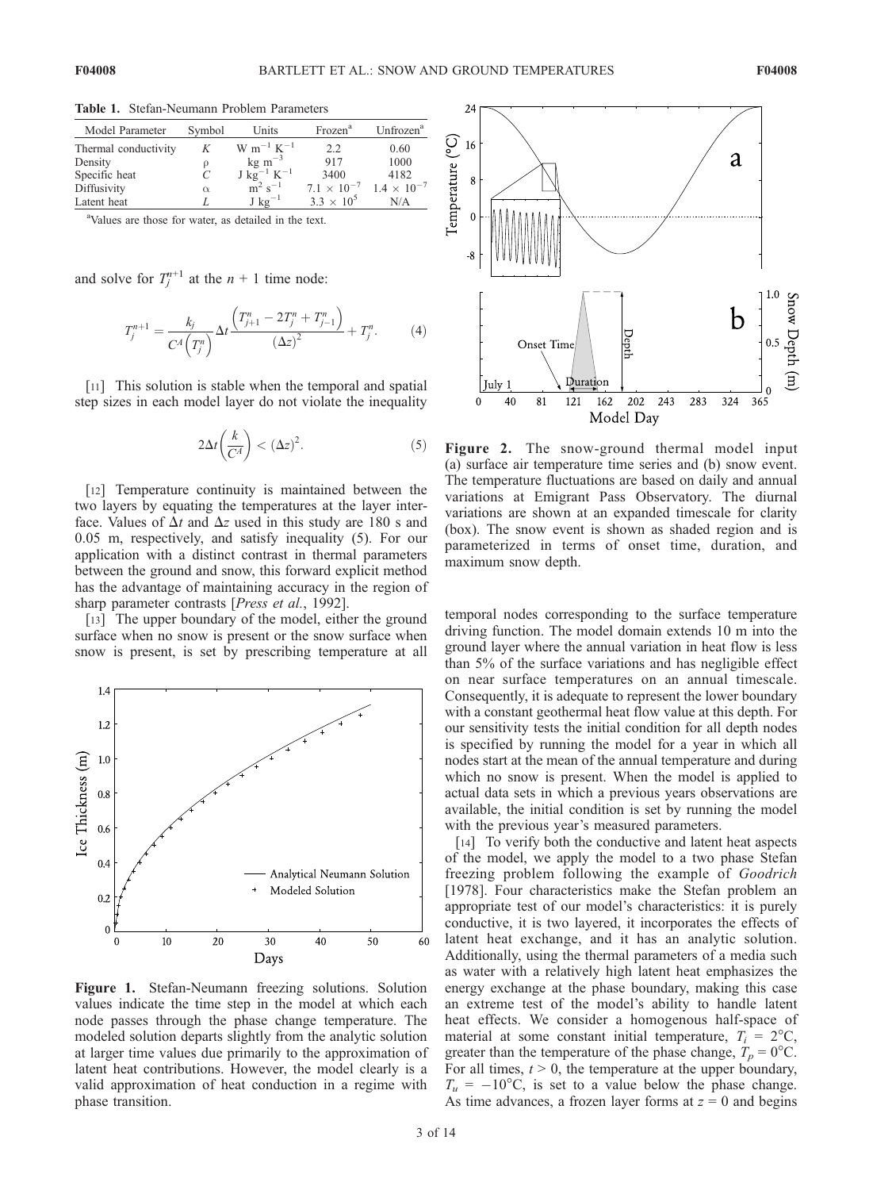**Table 1.** Stefan-Neumann Problem Parameters

| Model Parameter | Symbol | Units | Frozen[a] | Unfrozen[a] |
|---|---|---|---|---|
| Thermal conductivity | $K$ | W m$^{-1}$ K$^{-1}$ | 2.2 | 0.60 |
| Density | $\rho$ | kg m$^{-3}$ | 917 | 1000 |
| Specific heat | $C$ | J kg$^{-1}$ K$^{-1}$ | 3400 | 4182 |
| Diffusivity | $\alpha$ | m$^2$ s$^{-1}$ | $7.1 \times 10^{-7}$ | $1.4 \times 10^{-7}$ |
| Latent heat | $L$ | J kg$^{-1}$ | $3.3 \times 10^5$ | N/A |

[a]Values are those for water, as detailed in the text.

and solve for $T_j^{n+1}$ at the $n + 1$ time node:

$$T_j^{n+1} = \frac{k_j}{C^A\left(T_j^n\right)} \Delta t \frac{\left(T_{j+1}^n - 2T_j^n + T_{j-1}^n\right)}{(\Delta z)^2} + T_j^n. \tag{4}$$

[11] This solution is stable when the temporal and spatial step sizes in each model layer do not violate the inequality

$$2\Delta t\left(\frac{k}{C^A}\right) < (\Delta z)^2. \tag{5}$$

[12] Temperature continuity is maintained between the two layers by equating the temperatures at the layer interface. Values of $\Delta t$ and $\Delta z$ used in this study are 180 s and 0.05 m, respectively, and satisfy inequality (5). For our application with a distinct contrast in thermal parameters between the ground and snow, this forward explicit method has the advantage of maintaining accuracy in the region of sharp parameter contrasts [*Press et al.*, 1992].

[13] The upper boundary of the model, either the ground surface when no snow is present or the snow surface when snow is present, is set by prescribing temperature at all temporal nodes corresponding to the surface temperature driving function. The model domain extends 10 m into the ground layer where the annual variation in heat flow is less than 5% of the surface variations and has negligible effect on near surface temperatures on an annual timescale. Consequently, it is adequate to represent the lower boundary with a constant geothermal heat flow value at this depth. For our sensitivity tests the initial condition for all depth nodes is specified by running the model for a year in which all nodes start at the mean of the annual temperature and during which no snow is present. When the model is applied to actual data sets in which a previous years observations are available, the initial condition is set by running the model with the previous year's measured parameters.

**Figure 1.** Stefan-Neumann freezing solutions. Solution values indicate the time step in the model at which each node passes through the phase change temperature. The modeled solution departs slightly from the analytic solution at larger time values due primarily to the approximation of latent heat contributions. However, the model clearly is a valid approximation of heat conduction in a regime with phase transition.

**Figure 2.** The snow-ground thermal model input (a) surface air temperature time series and (b) snow event. The temperature fluctuations are based on daily and annual variations at Emigrant Pass Observatory. The diurnal variations are shown at an expanded timescale for clarity (box). The snow event is shown as shaded region and is parameterized in terms of onset time, duration, and maximum snow depth.

[14] To verify both the conductive and latent heat aspects of the model, we apply the model to a two phase Stefan freezing problem following the example of *Goodrich* [1978]. Four characteristics make the Stefan problem an appropriate test of our model's characteristics: it is purely conductive, it is two layered, it incorporates the effects of latent heat exchange, and it has an analytic solution. Additionally, using the thermal parameters of a media such as water with a relatively high latent heat emphasizes the energy exchange at the phase boundary, making this case an extreme test of the model's ability to handle latent heat effects. We consider a homogenous half-space of material at some constant initial temperature, $T_i = 2°C$, greater than the temperature of the phase change, $T_p = 0°C$. For all times, $t > 0$, the temperature at the upper boundary, $T_u = -10°C$, is set to a value below the phase change. As time advances, a frozen layer forms at $z = 0$ and begins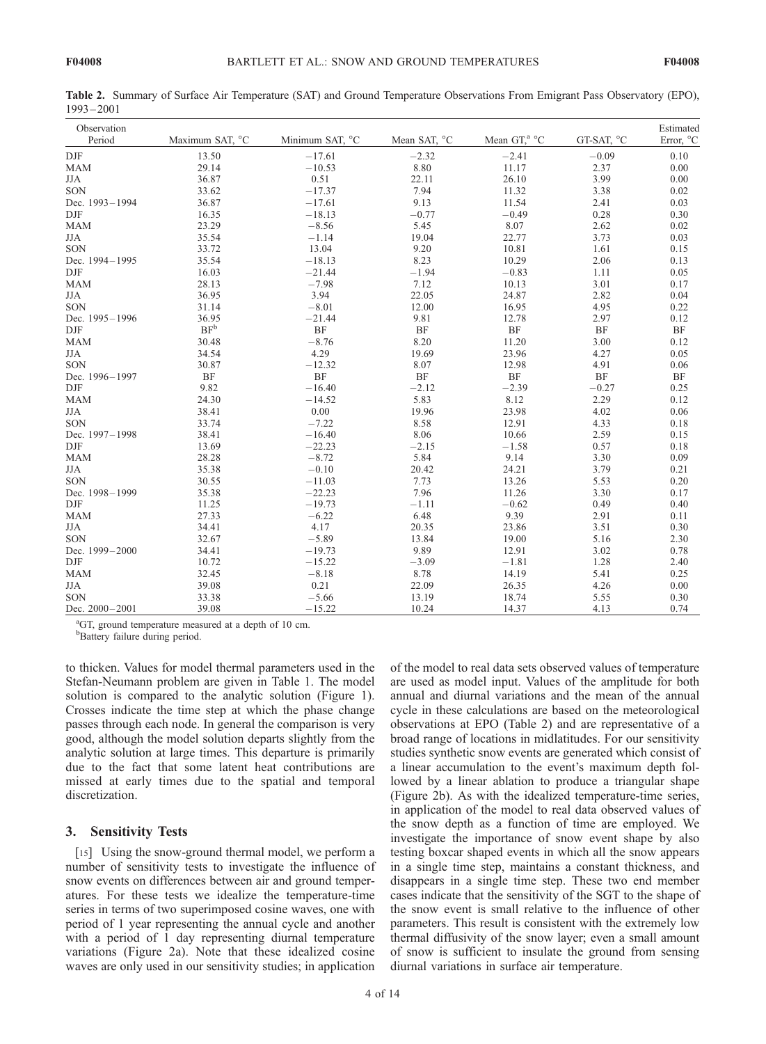**Table 2.** Summary of Surface Air Temperature (SAT) and Ground Temperature Observations From Emigrant Pass Observatory (EPO), 1993–2001

| Observation Period | Maximum SAT, °C | Minimum SAT, °C | Mean SAT, °C | Mean GT,[a] °C | GT-SAT, °C | Estimated Error, °C |
|---|---|---|---|---|---|---|
| DJF | 13.50 | −17.61 | −2.32 | −2.41 | −0.09 | 0.10 |
| MAM | 29.14 | −10.53 | 8.80 | 11.17 | 2.37 | 0.00 |
| JJA | 36.87 | 0.51 | 22.11 | 26.10 | 3.99 | 0.00 |
| SON | 33.62 | −17.37 | 7.94 | 11.32 | 3.38 | 0.02 |
| Dec. 1993–1994 | 36.87 | −17.61 | 9.13 | 11.54 | 2.41 | 0.03 |
| DJF | 16.35 | −18.13 | −0.77 | −0.49 | 0.28 | 0.30 |
| MAM | 23.29 | −8.56 | 5.45 | 8.07 | 2.62 | 0.02 |
| JJA | 35.54 | −1.14 | 19.04 | 22.77 | 3.73 | 0.03 |
| SON | 33.72 | 13.04 | 9.20 | 10.81 | 1.61 | 0.15 |
| Dec. 1994–1995 | 35.54 | −18.13 | 8.23 | 10.29 | 2.06 | 0.13 |
| DJF | 16.03 | −21.44 | −1.94 | −0.83 | 1.11 | 0.05 |
| MAM | 28.13 | −7.98 | 7.12 | 10.13 | 3.01 | 0.17 |
| JJA | 36.95 | 3.94 | 22.05 | 24.87 | 2.82 | 0.04 |
| SON | 31.14 | −8.01 | 12.00 | 16.95 | 4.95 | 0.22 |
| Dec. 1995–1996 | 36.95 | −21.44 | 9.81 | 12.78 | 2.97 | 0.12 |
| DJF | BF[b] | BF | BF | BF | BF | BF |
| MAM | 30.48 | −8.76 | 8.20 | 11.20 | 3.00 | 0.12 |
| JJA | 34.54 | 4.29 | 19.69 | 23.96 | 4.27 | 0.05 |
| SON | 30.87 | −12.32 | 8.07 | 12.98 | 4.91 | 0.06 |
| Dec. 1996–1997 | BF | BF | BF | BF | BF | BF |
| DJF | 9.82 | −16.40 | −2.12 | −2.39 | −0.27 | 0.25 |
| MAM | 24.30 | −14.52 | 5.83 | 8.12 | 2.29 | 0.12 |
| JJA | 38.41 | 0.00 | 19.96 | 23.98 | 4.02 | 0.06 |
| SON | 33.74 | −7.22 | 8.58 | 12.91 | 4.33 | 0.18 |
| Dec. 1997–1998 | 38.41 | −16.40 | 8.06 | 10.66 | 2.59 | 0.15 |
| DJF | 13.69 | −22.23 | −2.15 | −1.58 | 0.57 | 0.18 |
| MAM | 28.28 | −8.72 | 5.84 | 9.14 | 3.30 | 0.09 |
| JJA | 35.38 | −0.10 | 20.42 | 24.21 | 3.79 | 0.21 |
| SON | 30.55 | −11.03 | 7.73 | 13.26 | 5.53 | 0.20 |
| Dec. 1998–1999 | 35.38 | −22.23 | 7.96 | 11.26 | 3.30 | 0.17 |
| DJF | 11.25 | −19.73 | −1.11 | −0.62 | 0.49 | 0.40 |
| MAM | 27.33 | −6.22 | 6.48 | 9.39 | 2.91 | 0.11 |
| JJA | 34.41 | 4.17 | 20.35 | 23.86 | 3.51 | 0.30 |
| SON | 32.67 | −5.89 | 13.84 | 19.00 | 5.16 | 2.30 |
| Dec. 1999–2000 | 34.41 | −19.73 | 9.89 | 12.91 | 3.02 | 0.78 |
| DJF | 10.72 | −15.22 | −3.09 | −1.81 | 1.28 | 2.40 |
| MAM | 32.45 | −8.18 | 8.78 | 14.19 | 5.41 | 0.25 |
| JJA | 39.08 | 0.21 | 22.09 | 26.35 | 4.26 | 0.00 |
| SON | 33.38 | −5.66 | 13.19 | 18.74 | 5.55 | 0.30 |
| Dec. 2000–2001 | 39.08 | −15.22 | 10.24 | 14.37 | 4.13 | 0.74 |

[a]GT, ground temperature measured at a depth of 10 cm.

[b]Battery failure during period.

to thicken. Values for model thermal parameters used in the Stefan-Neumann problem are given in Table 1. The model solution is compared to the analytic solution (Figure 1). Crosses indicate the time step at which the phase change passes through each node. In general the comparison is very good, although the model solution departs slightly from the analytic solution at large times. This departure is primarily due to the fact that some latent heat contributions are missed at early times due to the spatial and temporal discretization.

## 3. Sensitivity Tests

[15] Using the snow-ground thermal model, we perform a number of sensitivity tests to investigate the influence of snow events on differences between air and ground temperatures. For these tests we idealize the temperature-time series in terms of two superimposed cosine waves, one with period of 1 year representing the annual cycle and another with a period of 1 day representing diurnal temperature variations (Figure 2a). Note that these idealized cosine waves are only used in our sensitivity studies; in application of the model to real data sets observed values of temperature are used as model input. Values of the amplitude for both annual and diurnal variations and the mean of the annual cycle in these calculations are based on the meteorological observations at EPO (Table 2) and are representative of a broad range of locations in midlatitudes. For our sensitivity studies synthetic snow events are generated which consist of a linear accumulation to the event's maximum depth followed by a linear ablation to produce a triangular shape (Figure 2b). As with the idealized temperature-time series, in application of the model to real data observed values of the snow depth as a function of time are employed. We investigate the importance of snow event shape by also testing boxcar shaped events in which all the snow appears in a single time step, maintains a constant thickness, and disappears in a single time step. These two end member cases indicate that the sensitivity of the SGT to the shape of the snow event is small relative to the influence of other parameters. This result is consistent with the extremely low thermal diffusivity of the snow layer; even a small amount of snow is sufficient to insulate the ground from sensing diurnal variations in surface air temperature.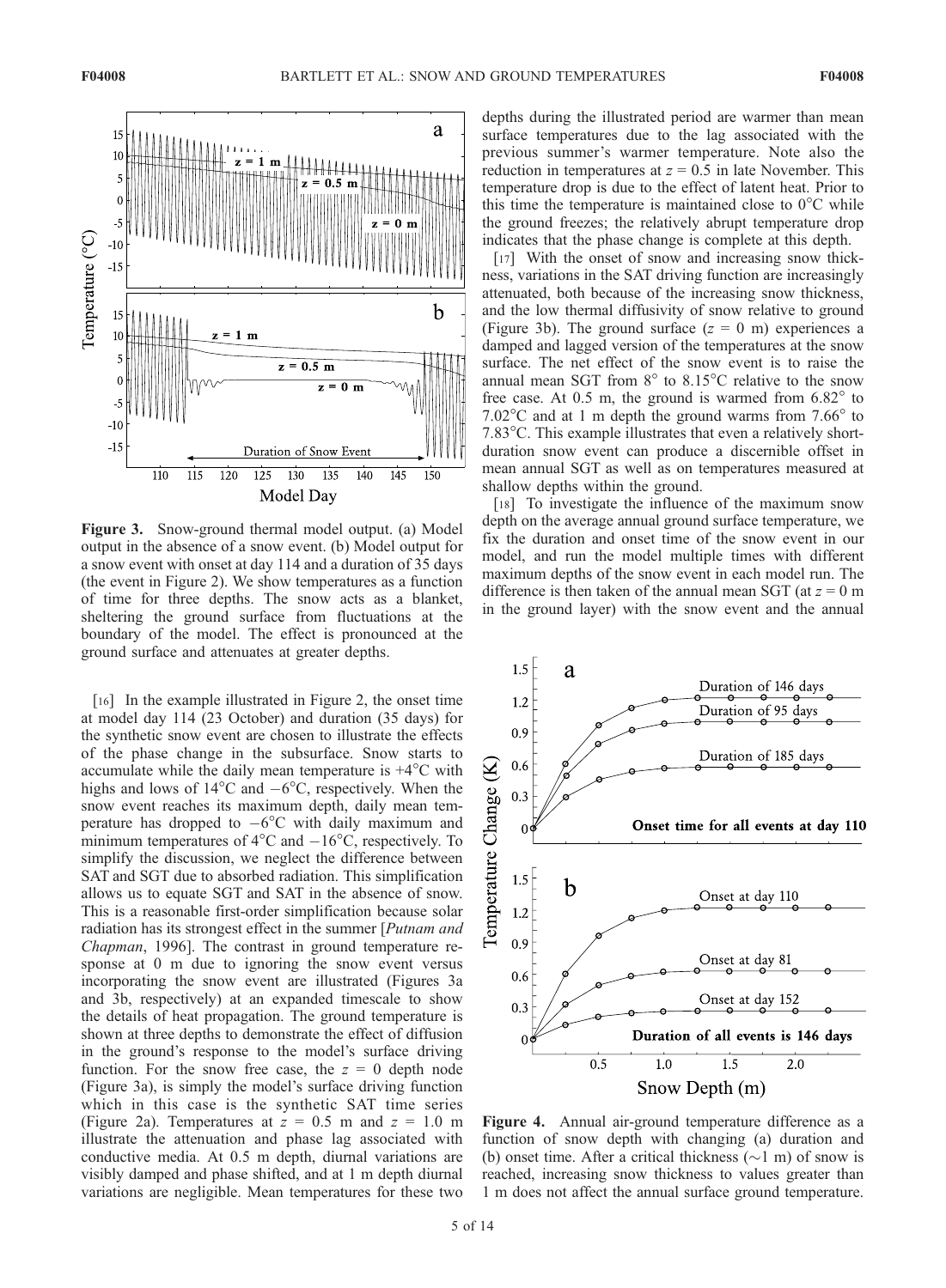Figure 3. Snow-ground thermal model output. (a) Model output in the absence of a snow event. (b) Model output for a snow event with onset at day 114 and a duration of 35 days (the event in Figure 2). We show temperatures as a function of time for three depths. The snow acts as a blanket, sheltering the ground surface from fluctuations at the boundary of the model. The effect is pronounced at the ground surface and attenuates at greater depths.

[16] In the example illustrated in Figure 2, the onset time at model day 114 (23 October) and duration (35 days) for the synthetic snow event are chosen to illustrate the effects of the phase change in the subsurface. Snow starts to accumulate while the daily mean temperature is +4°C with highs and lows of 14°C and −6°C, respectively. When the snow event reaches its maximum depth, daily mean temperature has dropped to −6°C with daily maximum and minimum temperatures of 4°C and −16°C, respectively. To simplify the discussion, we neglect the difference between SAT and SGT due to absorbed radiation. This simplification allows us to equate SGT and SAT in the absence of snow. This is a reasonable first-order simplification because solar radiation has its strongest effect in the summer [*Putnam and Chapman*, 1996]. The contrast in ground temperature response at 0 m due to ignoring the snow event versus incorporating the snow event are illustrated (Figures 3a and 3b, respectively) at an expanded timescale to show the details of heat propagation. The ground temperature is shown at three depths to demonstrate the effect of diffusion in the ground's response to the model's surface driving function. For the snow free case, the $z$ = 0 depth node (Figure 3a), is simply the model's surface driving function which in this case is the synthetic SAT time series (Figure 2a). Temperatures at $z$ = 0.5 m and $z$ = 1.0 m illustrate the attenuation and phase lag associated with conductive media. At 0.5 m depth, diurnal variations are visibly damped and phase shifted, and at 1 m depth diurnal variations are negligible. Mean temperatures for these two depths during the illustrated period are warmer than mean surface temperatures due to the lag associated with the previous summer's warmer temperature. Note also the reduction in temperatures at $z$ = 0.5 in late November. This temperature drop is due to the effect of latent heat. Prior to this time the temperature is maintained close to 0°C while the ground freezes; the relatively abrupt temperature drop indicates that the phase change is complete at this depth.

[17] With the onset of snow and increasing snow thickness, variations in the SAT driving function are increasingly attenuated, both because of the increasing snow thickness, and the low thermal diffusivity of snow relative to ground (Figure 3b). The ground surface ($z$ = 0 m) experiences a damped and lagged version of the temperatures at the snow surface. The net effect of the snow event is to raise the annual mean SGT from 8° to 8.15°C relative to the snow free case. At 0.5 m, the ground is warmed from 6.82° to 7.02°C and at 1 m depth the ground warms from 7.66° to 7.83°C. This example illustrates that even a relatively short-duration snow event can produce a discernible offset in mean annual SGT as well as on temperatures measured at shallow depths within the ground.

[18] To investigate the influence of the maximum snow depth on the average annual ground surface temperature, we fix the duration and onset time of the snow event in our model, and run the model multiple times with different maximum depths of the snow event in each model run. The difference is then taken of the annual mean SGT (at $z$ = 0 m in the ground layer) with the snow event and the annual

Figure 4. Annual air-ground temperature difference as a function of snow depth with changing (a) duration and (b) onset time. After a critical thickness (∼1 m) of snow is reached, increasing snow thickness to values greater than 1 m does not affect the annual surface ground temperature.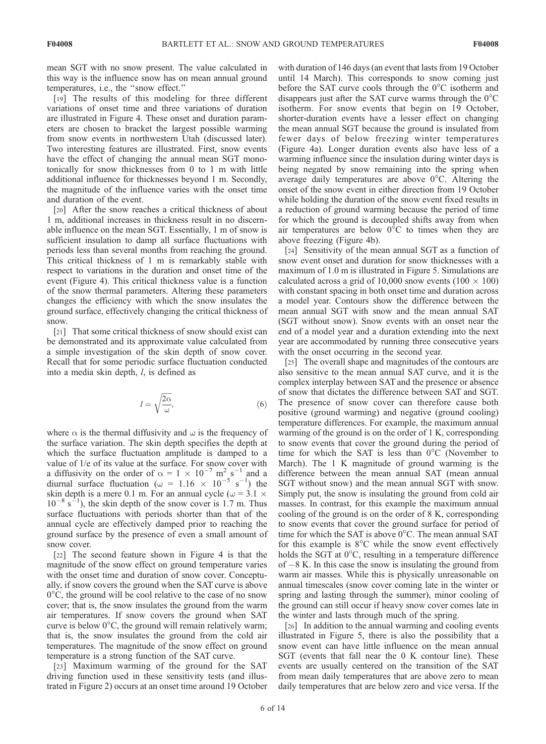mean SGT with no snow present. The value calculated in this way is the influence snow has on mean annual ground temperatures, i.e., the "snow effect."

[19] The results of this modeling for three different variations of onset time and three variations of duration are illustrated in Figure 4. These onset and duration parameters are chosen to bracket the largest possible warming from snow events in northwestern Utah (discussed later). Two interesting features are illustrated. First, snow events have the effect of changing the annual mean SGT monotonically for snow thicknesses from 0 to 1 m with little additional influence for thicknesses beyond 1 m. Secondly, the magnitude of the influence varies with the onset time and duration of the event.

[20] After the snow reaches a critical thickness of about 1 m, additional increases in thickness result in no discernable influence on the mean SGT. Essentially, 1 m of snow is sufficient insulation to damp all surface fluctuations with periods less than several months from reaching the ground. This critical thickness of 1 m is remarkably stable with respect to variations in the duration and onset time of the event (Figure 4). This critical thickness value is a function of the snow thermal parameters. Altering these parameters changes the efficiency with which the snow insulates the ground surface, effectively changing the critical thickness of snow.

[21] That some critical thickness of snow should exist can be demonstrated and its approximate value calculated from a simple investigation of the skin depth of snow cover. Recall that for some periodic surface fluctuation conducted into a media skin depth, $l$, is defined as

$$l = \sqrt{\frac{2\alpha}{\omega}}, \tag{6}$$

where $\alpha$ is the thermal diffusivity and $\omega$ is the frequency of the surface variation. The skin depth specifies the depth at which the surface fluctuation amplitude is damped to a value of 1/e of its value at the surface. For snow cover with a diffusivity on the order of $\alpha = 1 \times 10^{-7}$ m$^2$ s$^{-1}$ and a diurnal surface fluctuation ($\omega = 1.16 \times 10^{-5}$ s$^{-1}$) the skin depth is a mere 0.1 m. For an annual cycle ($\omega = 3.1 \times 10^{-8}$ s$^{-1}$), the skin depth of the snow cover is 1.7 m. Thus surface fluctuations with periods shorter than that of the annual cycle are effectively damped prior to reaching the ground surface by the presence of even a small amount of snow cover.

[22] The second feature shown in Figure 4 is that the magnitude of the snow effect on ground temperature varies with the onset time and duration of snow cover. Conceptually, if snow covers the ground when the SAT curve is above 0°C, the ground will be cool relative to the case of no snow cover; that is, the snow insulates the ground from the warm air temperatures. If snow covers the ground when SAT curve is below 0°C, the ground will remain relatively warm; that is, the snow insulates the ground from the cold air temperatures. The magnitude of the snow effect on ground temperature is a strong function of the SAT curve.

[23] Maximum warming of the ground for the SAT driving function used in these sensitivity tests (and illustrated in Figure 2) occurs at an onset time around 19 October with duration of 146 days (an event that lasts from 19 October until 14 March). This corresponds to snow coming just before the SAT curve cools through the 0°C isotherm and disappears just after the SAT curve warms through the 0°C isotherm. For snow events that begin on 19 October, shorter-duration events have a lesser effect on changing the mean annual SGT because the ground is insulated from fewer days of below freezing winter temperatures (Figure 4a). Longer duration events also have less of a warming influence since the insulation during winter days is being negated by snow remaining into the spring when average daily temperatures are above 0°C. Altering the onset of the snow event in either direction from 19 October while holding the duration of the snow event fixed results in a reduction of ground warming because the period of time for which the ground is decoupled shifts away from when air temperatures are below 0°C to times when they are above freezing (Figure 4b).

[24] Sensitivity of the mean annual SGT as a function of snow event onset and duration for snow thicknesses with a maximum of 1.0 m is illustrated in Figure 5. Simulations are calculated across a grid of 10,000 snow events (100 × 100) with constant spacing in both onset time and duration across a model year. Contours show the difference between the mean annual SGT with snow and the mean annual SAT (SGT without snow). Snow events with an onset near the end of a model year and a duration extending into the next year are accommodated by running three consecutive years with the onset occurring in the second year.

[25] The overall shape and magnitudes of the contours are also sensitive to the mean annual SAT curve, and it is the complex interplay between SAT and the presence or absence of snow that dictates the difference between SAT and SGT. The presence of snow cover can therefore cause both positive (ground warming) and negative (ground cooling) temperature differences. For example, the maximum annual warming of the ground is on the order of 1 K, corresponding to snow events that cover the ground during the period of time for which the SAT is less than 0°C (November to March). The 1 K magnitude of ground warming is the difference between the mean annual SAT (mean annual SGT without snow) and the mean annual SGT with snow. Simply put, the snow is insulating the ground from cold air masses. In contrast, for this example the maximum annual cooling of the ground is on the order of 8 K, corresponding to snow events that cover the ground surface for period of time for which the SAT is above 0°C. The mean annual SAT for this example is 8°C while the snow event effectively holds the SGT at 0°C, resulting in a temperature difference of −8 K. In this case the snow is insulating the ground from warm air masses. While this is physically unreasonable on annual timescales (snow cover coming late in the winter or spring and lasting through the summer), minor cooling of the ground can still occur if heavy snow cover comes late in the winter and lasts through much of the spring.

[26] In addition to the annual warming and cooling events illustrated in Figure 5, there is also the possibility that a snow event can have little influence on the mean annual SGT (events that fall near the 0 K contour line). These events are usually centered on the transition of the SAT from mean daily temperatures that are above zero to mean daily temperatures that are below zero and vice versa. If the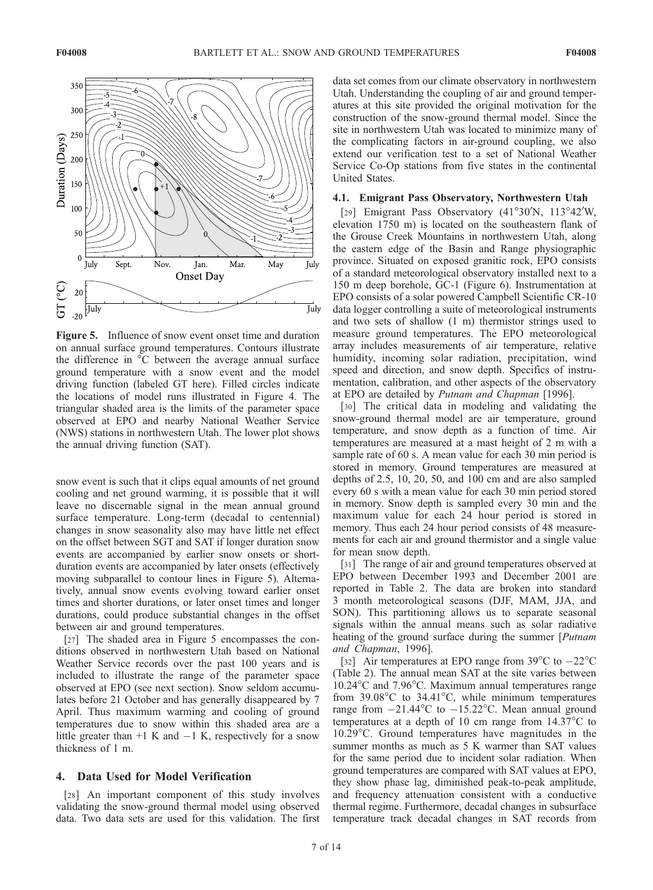**Figure 5.** Influence of snow event onset time and duration on annual surface ground temperatures. Contours illustrate the difference in °C between the average annual surface ground temperature with a snow event and the model driving function (labeled GT here). Filled circles indicate the locations of model runs illustrated in Figure 4. The triangular shaded area is the limits of the parameter space observed at EPO and nearby National Weather Service (NWS) stations in northwestern Utah. The lower plot shows the annual driving function (SAT).

snow event is such that it clips equal amounts of net ground cooling and net ground warming, it is possible that it will leave no discernable signal in the mean annual ground surface temperature. Long-term (decadal to centennial) changes in snow seasonality also may have little net effect on the offset between SGT and SAT if longer duration snow events are accompanied by earlier snow onsets or short-duration events are accompanied by later onsets (effectively moving subparallel to contour lines in Figure 5). Alternatively, annual snow events evolving toward earlier onset times and shorter durations, or later onset times and longer durations, could produce substantial changes in the offset between air and ground temperatures.

[27] The shaded area in Figure 5 encompasses the conditions observed in northwestern Utah based on National Weather Service records over the past 100 years and is included to illustrate the range of the parameter space observed at EPO (see next section). Snow seldom accumulates before 21 October and has generally disappeared by 7 April. Thus maximum warming and cooling of ground temperatures due to snow within this shaded area are a little greater than +1 K and −1 K, respectively for a snow thickness of 1 m.

## 4. Data Used for Model Verification

[28] An important component of this study involves validating the snow-ground thermal model using observed data. Two data sets are used for this validation. The first data set comes from our climate observatory in northwestern Utah. Understanding the coupling of air and ground temperatures at this site provided the original motivation for the construction of the snow-ground thermal model. Since the site in northwestern Utah was located to minimize many of the complicating factors in air-ground coupling, we also extend our verification test to a set of National Weather Service Co-Op stations from five states in the continental United States.

### 4.1. Emigrant Pass Observatory, Northwestern Utah

[29] Emigrant Pass Observatory (41°30′N, 113°42′W, elevation 1750 m) is located on the southeastern flank of the Grouse Creek Mountains in northwestern Utah, along the eastern edge of the Basin and Range physiographic province. Situated on exposed granitic rock, EPO consists of a standard meteorological observatory installed next to a 150 m deep borehole, GC-1 (Figure 6). Instrumentation at EPO consists of a solar powered Campbell Scientific CR-10 data logger controlling a suite of meteorological instruments and two sets of shallow (1 m) thermistor strings used to measure ground temperatures. The EPO meteorological array includes measurements of air temperature, relative humidity, incoming solar radiation, precipitation, wind speed and direction, and snow depth. Specifics of instrumentation, calibration, and other aspects of the observatory at EPO are detailed by *Putnam and Chapman* [1996].

[30] The critical data in modeling and validating the snow-ground thermal model are air temperature, ground temperature, and snow depth as a function of time. Air temperatures are measured at a mast height of 2 m with a sample rate of 60 s. A mean value for each 30 min period is stored in memory. Ground temperatures are measured at depths of 2.5, 10, 20, 50, and 100 cm and are also sampled every 60 s with a mean value for each 30 min period stored in memory. Snow depth is sampled every 30 min and the maximum value for each 24 hour period is stored in memory. Thus each 24 hour period consists of 48 measurements for each air and ground thermistor and a single value for mean snow depth.

[31] The range of air and ground temperatures observed at EPO between December 1993 and December 2001 are reported in Table 2. The data are broken into standard 3 month meteorological seasons (DJF, MAM, JJA, and SON). This partitioning allows us to separate seasonal signals within the annual means such as solar radiative heating of the ground surface during the summer [*Putnam and Chapman*, 1996].

[32] Air temperatures at EPO range from 39°C to −22°C (Table 2). The annual mean SAT at the site varies between 10.24°C and 7.96°C. Maximum annual temperatures range from 39.08°C to 34.41°C, while minimum temperatures range from −21.44°C to −15.22°C. Mean annual ground temperatures at a depth of 10 cm range from 14.37°C to 10.29°C. Ground temperatures have magnitudes in the summer months as much as 5 K warmer than SAT values for the same period due to incident solar radiation. When ground temperatures are compared with SAT values at EPO, they show phase lag, diminished peak-to-peak amplitude, and frequency attenuation consistent with a conductive thermal regime. Furthermore, decadal changes in subsurface temperature track decadal changes in SAT records from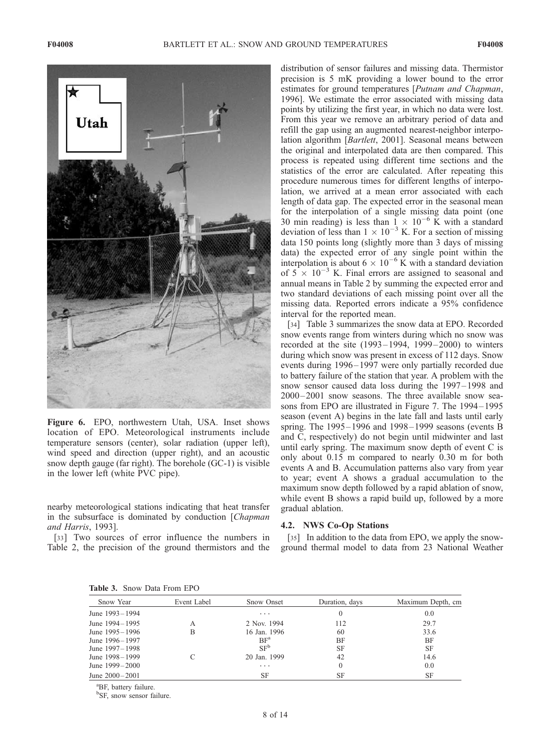Figure 6. EPO, northwestern Utah, USA. Inset shows location of EPO. Meteorological instruments include temperature sensors (center), solar radiation (upper left), wind speed and direction (upper right), and an acoustic snow depth gauge (far right). The borehole (GC-1) is visible in the lower left (white PVC pipe).

nearby meteorological stations indicating that heat transfer in the subsurface is dominated by conduction [*Chapman and Harris*, 1993].

[33] Two sources of error influence the numbers in Table 2, the precision of the ground thermistors and the distribution of sensor failures and missing data. Thermistor precision is 5 mK providing a lower bound to the error estimates for ground temperatures [*Putnam and Chapman*, 1996]. We estimate the error associated with missing data points by utilizing the first year, in which no data were lost. From this year we remove an arbitrary period of data and refill the gap using an augmented nearest-neighbor interpolation algorithm [*Bartlett*, 2001]. Seasonal means between the original and interpolated data are then compared. This process is repeated using different time sections and the statistics of the error are calculated. After repeating this procedure numerous times for different lengths of interpolation, we arrived at a mean error associated with each length of data gap. The expected error in the seasonal mean for the interpolation of a single missing data point (one 30 min reading) is less than $1 \times 10^{-6}$ K with a standard deviation of less than $1 \times 10^{-3}$ K. For a section of missing data 150 points long (slightly more than 3 days of missing data) the expected error of any single point within the interpolation is about $6 \times 10^{-6}$ K with a standard deviation of $5 \times 10^{-3}$ K. Final errors are assigned to seasonal and annual means in Table 2 by summing the expected error and two standard deviations of each missing point over all the missing data. Reported errors indicate a 95% confidence interval for the reported mean.

[34] Table 3 summarizes the snow data at EPO. Recorded snow events range from winters during which no snow was recorded at the site (1993–1994, 1999–2000) to winters during which snow was present in excess of 112 days. Snow events during 1996–1997 were only partially recorded due to battery failure of the station that year. A problem with the snow sensor caused data loss during the 1997–1998 and 2000–2001 snow seasons. The three available snow seasons from EPO are illustrated in Figure 7. The 1994–1995 season (event A) begins in the late fall and lasts until early spring. The 1995–1996 and 1998–1999 seasons (events B and C, respectively) do not begin until midwinter and last until early spring. The maximum snow depth of event C is only about 0.15 m compared to nearly 0.30 m for both events A and B. Accumulation patterns also vary from year to year; event A shows a gradual accumulation to the maximum snow depth followed by a rapid ablation of snow, while event B shows a rapid build up, followed by a more gradual ablation.

### 4.2. NWS Co-Op Stations

[35] In addition to the data from EPO, we apply the snow-ground thermal model to data from 23 National Weather

**Table 3.** Snow Data From EPO

| Snow Year | Event Label | Snow Onset | Duration, days | Maximum Depth, cm |
|---|---|---|---|---|
| June 1993–1994 | | ··· | 0 | 0.0 |
| June 1994–1995 | A | 2 Nov. 1994 | 112 | 29.7 |
| June 1995–1996 | B | 16 Jan. 1996 | 60 | 33.6 |
| June 1996–1997 | | BF[a] | BF | BF |
| June 1997–1998 | | SF[b] | SF | SF |
| June 1998–1999 | C | 20 Jan. 1999 | 42 | 14.6 |
| June 1999–2000 | | ··· | 0 | 0.0 |
| June 2000–2001 | | SF | SF | SF |

[a]BF, battery failure.
[b]SF, snow sensor failure.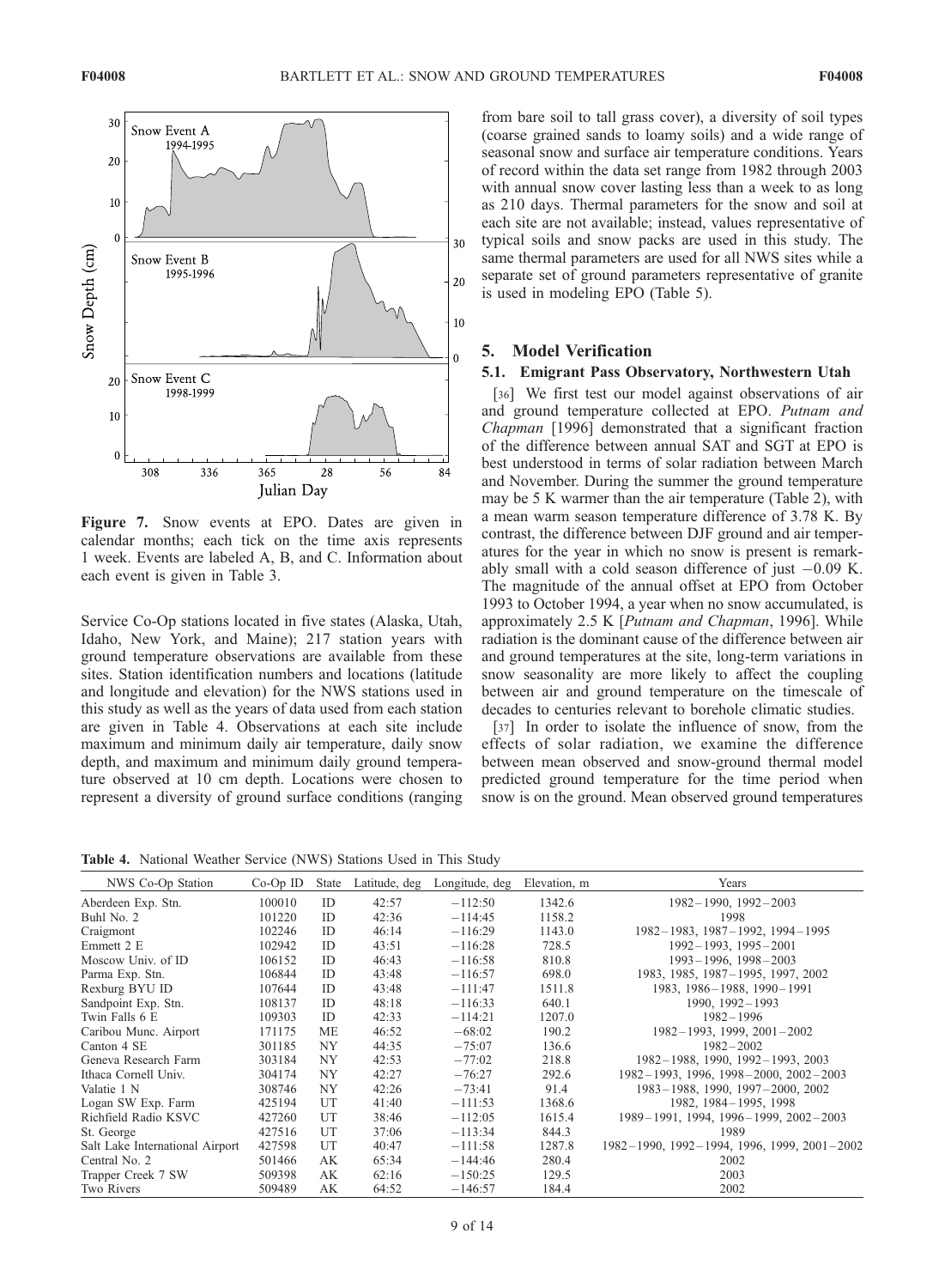**Figure 7.** Snow events at EPO. Dates are given in calendar months; each tick on the time axis represents 1 week. Events are labeled A, B, and C. Information about each event is given in Table 3.

Service Co-Op stations located in five states (Alaska, Utah, Idaho, New York, and Maine); 217 station years with ground temperature observations are available from these sites. Station identification numbers and locations (latitude and longitude and elevation) for the NWS stations used in this study as well as the years of data used from each station are given in Table 4. Observations at each site include maximum and minimum daily air temperature, daily snow depth, and maximum and minimum daily ground temperature observed at 10 cm depth. Locations were chosen to represent a diversity of ground surface conditions (ranging from bare soil to tall grass cover), a diversity of soil types (coarse grained sands to loamy soils) and a wide range of seasonal snow and surface air temperature conditions. Years of record within the data set range from 1982 through 2003 with annual snow cover lasting less than a week to as long as 210 days. Thermal parameters for the snow and soil at each site are not available; instead, values representative of typical soils and snow packs are used in this study. The same thermal parameters are used for all NWS sites while a separate set of ground parameters representative of granite is used in modeling EPO (Table 5).

## 5. Model Verification

### 5.1. Emigrant Pass Observatory, Northwestern Utah

[36] We first test our model against observations of air and ground temperature collected at EPO. *Putnam and Chapman* [1996] demonstrated that a significant fraction of the difference between annual SAT and SGT at EPO is best understood in terms of solar radiation between March and November. During the summer the ground temperature may be 5 K warmer than the air temperature (Table 2), with a mean warm season temperature difference of 3.78 K. By contrast, the difference between DJF ground and air temperatures for the year in which no snow is present is remarkably small with a cold season difference of just −0.09 K. The magnitude of the annual offset at EPO from October 1993 to October 1994, a year when no snow accumulated, is approximately 2.5 K [*Putnam and Chapman*, 1996]. While radiation is the dominant cause of the difference between air and ground temperatures at the site, long-term variations in snow seasonality are more likely to affect the coupling between air and ground temperature on the timescale of decades to centuries relevant to borehole climatic studies.

[37] In order to isolate the influence of snow, from the effects of solar radiation, we examine the difference between mean observed and snow-ground thermal model predicted ground temperature for the time period when snow is on the ground. Mean observed ground temperatures

**Table 4.** National Weather Service (NWS) Stations Used in This Study

| NWS Co-Op Station | Co-Op ID | State | Latitude, deg | Longitude, deg | Elevation, m | Years |
|---|---|---|---|---|---|---|
| Aberdeen Exp. Stn. | 100010 | ID | 42:57 | −112:50 | 1342.6 | 1982–1990, 1992–2003 |
| Buhl No. 2 | 101220 | ID | 42:36 | −114:45 | 1158.2 | 1998 |
| Craigmont | 102246 | ID | 46:14 | −116:29 | 1143.0 | 1982–1983, 1987–1992, 1994–1995 |
| Emmett 2 E | 102942 | ID | 43:51 | −116:28 | 728.5 | 1992–1993, 1995–2001 |
| Moscow Univ. of ID | 106152 | ID | 46:43 | −116:58 | 810.8 | 1993–1996, 1998–2003 |
| Parma Exp. Stn. | 106844 | ID | 43:48 | −116:57 | 698.0 | 1983, 1985, 1987–1995, 1997, 2002 |
| Rexburg BYU ID | 107644 | ID | 43:48 | −111:47 | 1511.8 | 1983, 1986–1988, 1990–1991 |
| Sandpoint Exp. Stn. | 108137 | ID | 48:18 | −116:33 | 640.1 | 1990, 1992–1993 |
| Twin Falls 6 E | 109303 | ID | 42:33 | −114:21 | 1207.0 | 1982–1996 |
| Caribou Munc. Airport | 171175 | ME | 46:52 | −68:02 | 190.2 | 1982–1993, 1999, 2001–2002 |
| Canton 4 SE | 301185 | NY | 44:35 | −75:07 | 136.6 | 1982–2002 |
| Geneva Research Farm | 303184 | NY | 42:53 | −77:02 | 218.8 | 1982–1988, 1990, 1992–1993, 2003 |
| Ithaca Cornell Univ. | 304174 | NY | 42:27 | −76:27 | 292.6 | 1982–1993, 1996, 1998–2000, 2002–2003 |
| Valatie 1 N | 308746 | NY | 42:26 | −73:41 | 91.4 | 1983–1988, 1990, 1997–2000, 2002 |
| Logan SW Exp. Farm | 425194 | UT | 41:40 | −111:53 | 1368.6 | 1982, 1984–1995, 1998 |
| Richfield Radio KSVC | 427260 | UT | 38:46 | −112:05 | 1615.4 | 1989–1991, 1994, 1996–1999, 2002–2003 |
| St. George | 427516 | UT | 37:06 | −113:34 | 844.3 | 1989 |
| Salt Lake International Airport | 427598 | UT | 40:47 | −111:58 | 1287.8 | 1982–1990, 1992–1994, 1996, 1999, 2001–2002 |
| Central No. 2 | 501466 | AK | 65:34 | −144:46 | 280.4 | 2002 |
| Trapper Creek 7 SW | 509398 | AK | 62:16 | −150:25 | 129.5 | 2003 |
| Two Rivers | 509489 | AK | 64:52 | −146:57 | 184.4 | 2002 |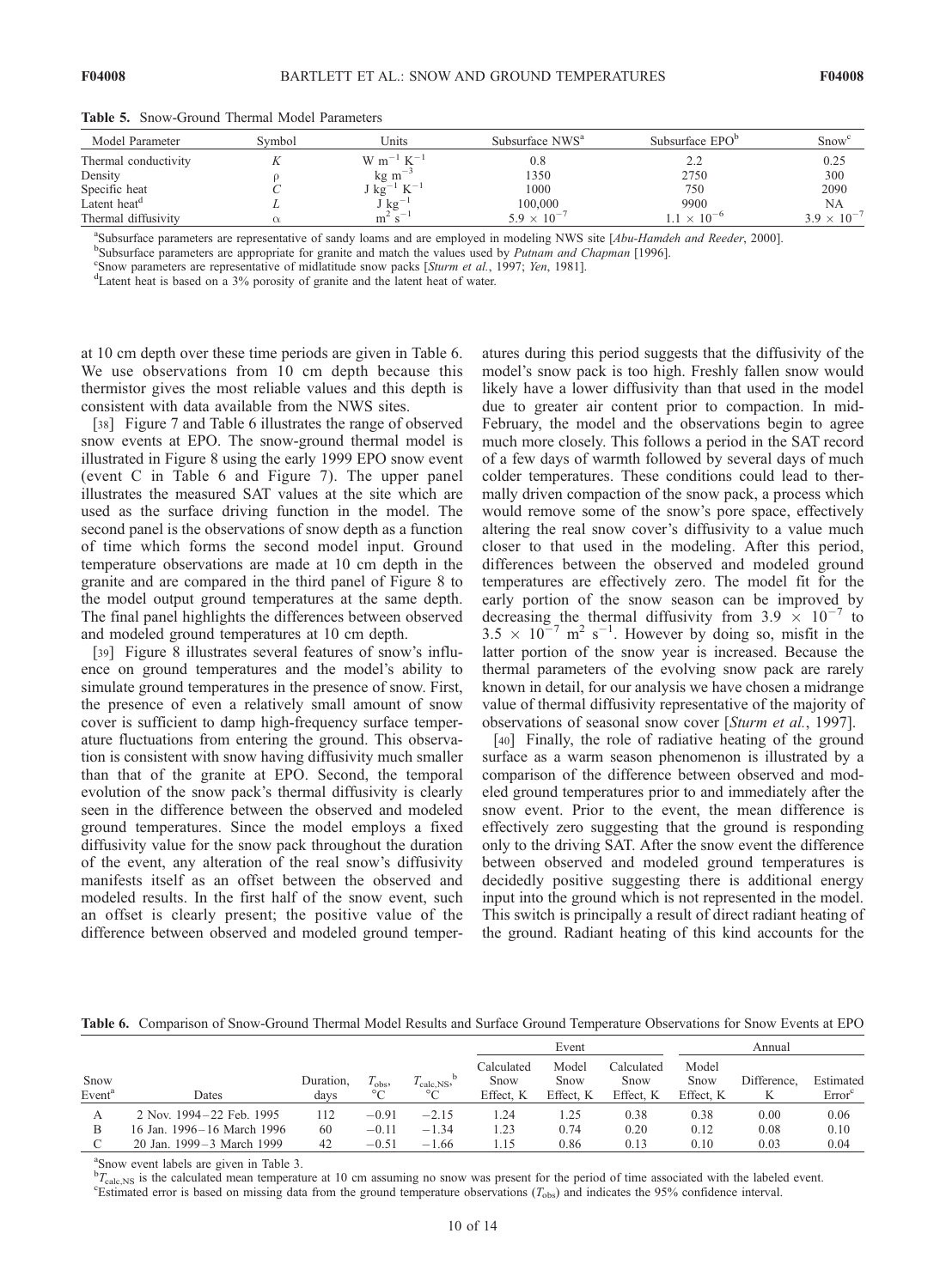**Table 5.** Snow-Ground Thermal Model Parameters

| Model Parameter | Symbol | Units | Subsurface NWS[a] | Subsurface EPO[b] | Snow[c] |
|---|---|---|---|---|---|
| Thermal conductivity | $K$ | W m$^{-1}$ K$^{-1}$ | 0.8 | 2.2 | 0.25 |
| Density | $\rho$ | kg m$^{-3}$ | 1350 | 2750 | 300 |
| Specific heat | $C$ | J kg$^{-1}$ K$^{-1}$ | 1000 | 750 | 2090 |
| Latent heat[d] | $L$ | J kg$^{-1}$ | 100,000 | 9900 | NA |
| Thermal diffusivity | $\alpha$ | m$^2$ s$^{-1}$ | $5.9 \times 10^{-7}$ | $1.1 \times 10^{-6}$ | $3.9 \times 10^{-7}$ |

[a]Subsurface parameters are representative of sandy loams and are employed in modeling NWS site [*Abu-Hamdeh and Reeder*, 2000].
[b]Subsurface parameters are appropriate for granite and match the values used by *Putnam and Chapman* [1996].
[c]Snow parameters are representative of midlatitude snow packs [*Sturm et al.*, 1997; *Yen*, 1981].
[d]Latent heat is based on a 3% porosity of granite and the latent heat of water.

at 10 cm depth over these time periods are given in Table 6. We use observations from 10 cm depth because this thermistor gives the most reliable values and this depth is consistent with data available from the NWS sites.

[38] Figure 7 and Table 6 illustrates the range of observed snow events at EPO. The snow-ground thermal model is illustrated in Figure 8 using the early 1999 EPO snow event (event C in Table 6 and Figure 7). The upper panel illustrates the measured SAT values at the site which are used as the surface driving function in the model. The second panel is the observations of snow depth as a function of time which forms the second model input. Ground temperature observations are made at 10 cm depth in the granite and are compared in the third panel of Figure 8 to the model output ground temperatures at the same depth. The final panel highlights the differences between observed and modeled ground temperatures at 10 cm depth.

[39] Figure 8 illustrates several features of snow's influence on ground temperatures and the model's ability to simulate ground temperatures in the presence of snow. First, the presence of even a relatively small amount of snow cover is sufficient to damp high-frequency surface temperature fluctuations from entering the ground. This observation is consistent with snow having diffusivity much smaller than that of the granite at EPO. Second, the temporal evolution of the snow pack's thermal diffusivity is clearly seen in the difference between the observed and modeled ground temperatures. Since the model employs a fixed diffusivity value for the snow pack throughout the duration of the event, any alteration of the real snow's diffusivity manifests itself as an offset between the observed and modeled results. In the first half of the snow event, such an offset is clearly present; the positive value of the difference between observed and modeled ground temperatures during this period suggests that the diffusivity of the model's snow pack is too high. Freshly fallen snow would likely have a lower diffusivity than that used in the model due to greater air content prior to compaction. In mid-February, the model and the observations begin to agree much more closely. This follows a period in the SAT record of a few days of warmth followed by several days of much colder temperatures. These conditions could lead to thermally driven compaction of the snow pack, a process which would remove some of the snow's pore space, effectively altering the real snow cover's diffusivity to a value much closer to that used in the modeling. After this period, differences between the observed and modeled ground temperatures are effectively zero. The model fit for the early portion of the snow season can be improved by decreasing the thermal diffusivity from $3.9 \times 10^{-7}$ to $3.5 \times 10^{-7}$ m$^2$ s$^{-1}$. However by doing so, misfit in the latter portion of the snow year is increased. Because the thermal parameters of the evolving snow pack are rarely known in detail, for our analysis we have chosen a midrange value of thermal diffusivity representative of the majority of observations of seasonal snow cover [*Sturm et al.*, 1997].

[40] Finally, the role of radiative heating of the ground surface as a warm season phenomenon is illustrated by a comparison of the difference between observed and modeled ground temperatures prior to and immediately after the snow event. Prior to the event, the mean difference is effectively zero suggesting that the ground is responding only to the driving SAT. After the snow event the difference between observed and modeled ground temperatures is decidedly positive suggesting there is additional energy input into the ground which is not represented in the model. This switch is principally a result of direct radiant heating of the ground. Radiant heating of this kind accounts for the

**Table 6.** Comparison of Snow-Ground Thermal Model Results and Surface Ground Temperature Observations for Snow Events at EPO

| | | | | | Event | | | Annual | | |
|---|---|---|---|---|---|---|---|---|---|---|
| Snow Event[a] | Dates | Duration, days | $T_{obs}$, °C | $T_{calc,NS}$,[b] °C | Calculated Snow Effect, K | Model Snow Effect, K | Calculated Snow Effect, K | Model Snow Effect, K | Difference, K | Estimated Error[c] |
| A | 2 Nov. 1994–22 Feb. 1995 | 112 | −0.91 | −2.15 | 1.24 | 1.25 | 0.38 | 0.38 | 0.00 | 0.06 |
| B | 16 Jan. 1996–16 March 1996 | 60 | −0.11 | −1.34 | 1.23 | 0.74 | 0.20 | 0.12 | 0.08 | 0.10 |
| C | 20 Jan. 1999–3 March 1999 | 42 | −0.51 | −1.66 | 1.15 | 0.86 | 0.13 | 0.10 | 0.03 | 0.04 |

[a]Snow event labels are given in Table 3.
[b]$T_{calc,NS}$ is the calculated mean temperature at 10 cm assuming no snow was present for the period of time associated with the labeled event.
[c]Estimated error is based on missing data from the ground temperature observations ($T_{obs}$) and indicates the 95% confidence interval.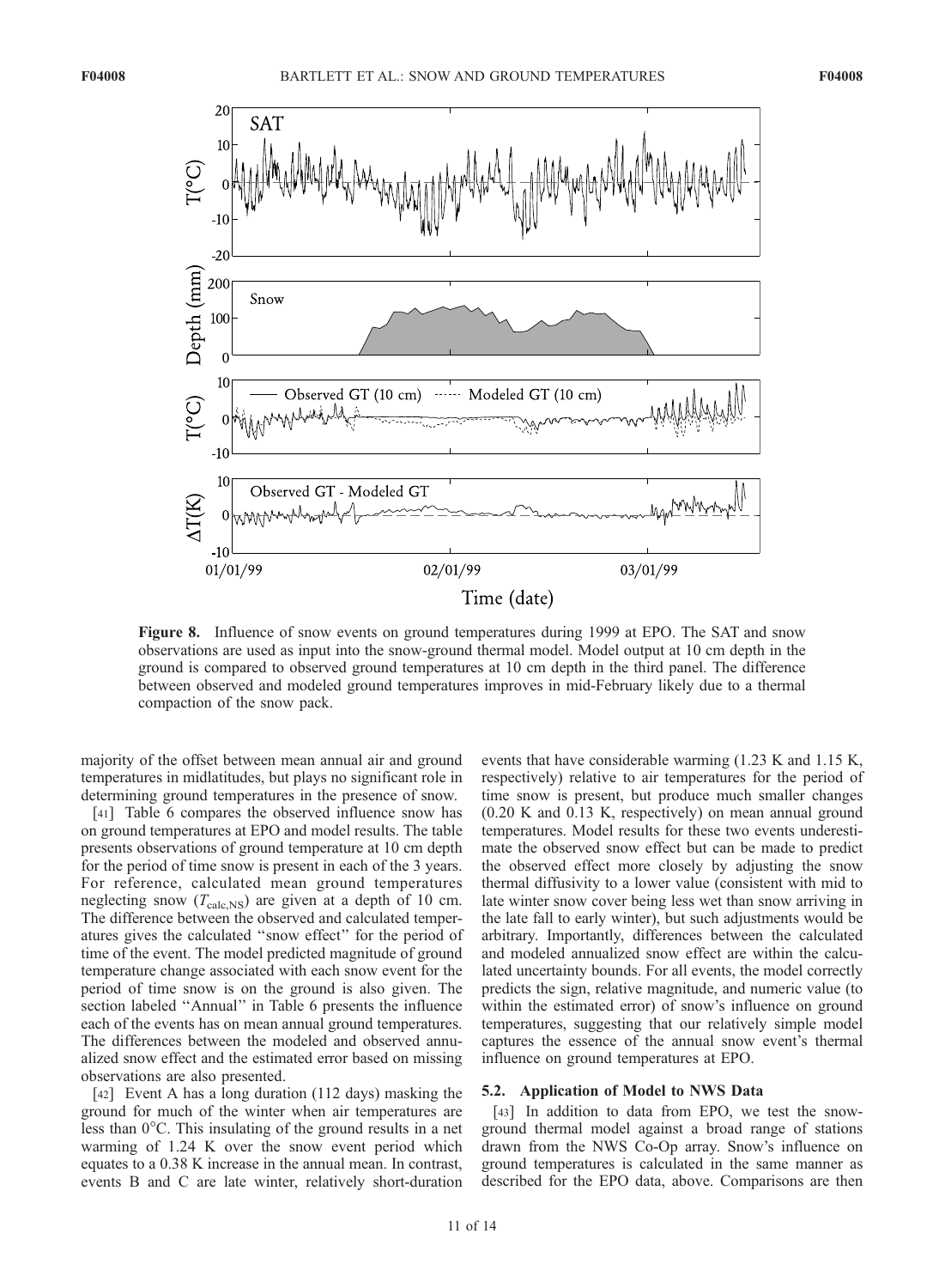**Figure 8.** Influence of snow events on ground temperatures during 1999 at EPO. The SAT and snow observations are used as input into the snow-ground thermal model. Model output at 10 cm depth in the ground is compared to observed ground temperatures at 10 cm depth in the third panel. The difference between observed and modeled ground temperatures improves in mid-February likely due to a thermal compaction of the snow pack.

majority of the offset between mean annual air and ground temperatures in midlatitudes, but plays no significant role in determining ground temperatures in the presence of snow.

[41] Table 6 compares the observed influence snow has on ground temperatures at EPO and model results. The table presents observations of ground temperature at 10 cm depth for the period of time snow is present in each of the 3 years. For reference, calculated mean ground temperatures neglecting snow ($T_{\mathrm{calc,NS}}$) are given at a depth of 10 cm. The difference between the observed and calculated temperatures gives the calculated "snow effect" for the period of time of the event. The model predicted magnitude of ground temperature change associated with each snow event for the period of time snow is on the ground is also given. The section labeled "Annual" in Table 6 presents the influence each of the events has on mean annual ground temperatures. The differences between the modeled and observed annualized snow effect and the estimated error based on missing observations are also presented.

[42] Event A has a long duration (112 days) masking the ground for much of the winter when air temperatures are less than 0°C. This insulating of the ground results in a net warming of 1.24 K over the snow event period which equates to a 0.38 K increase in the annual mean. In contrast, events B and C are late winter, relatively short-duration events that have considerable warming (1.23 K and 1.15 K, respectively) relative to air temperatures for the period of time snow is present, but produce much smaller changes (0.20 K and 0.13 K, respectively) on mean annual ground temperatures. Model results for these two events underestimate the observed snow effect but can be made to predict the observed effect more closely by adjusting the snow thermal diffusivity to a lower value (consistent with mid to late winter snow cover being less wet than snow arriving in the late fall to early winter), but such adjustments would be arbitrary. Importantly, differences between the calculated and modeled annualized snow effect are within the calculated uncertainty bounds. For all events, the model correctly predicts the sign, relative magnitude, and numeric value (to within the estimated error) of snow's influence on ground temperatures, suggesting that our relatively simple model captures the essence of the annual snow event's thermal influence on ground temperatures at EPO.

### 5.2. Application of Model to NWS Data

[43] In addition to data from EPO, we test the snow-ground thermal model against a broad range of stations drawn from the NWS Co-Op array. Snow's influence on ground temperatures is calculated in the same manner as described for the EPO data, above. Comparisons are then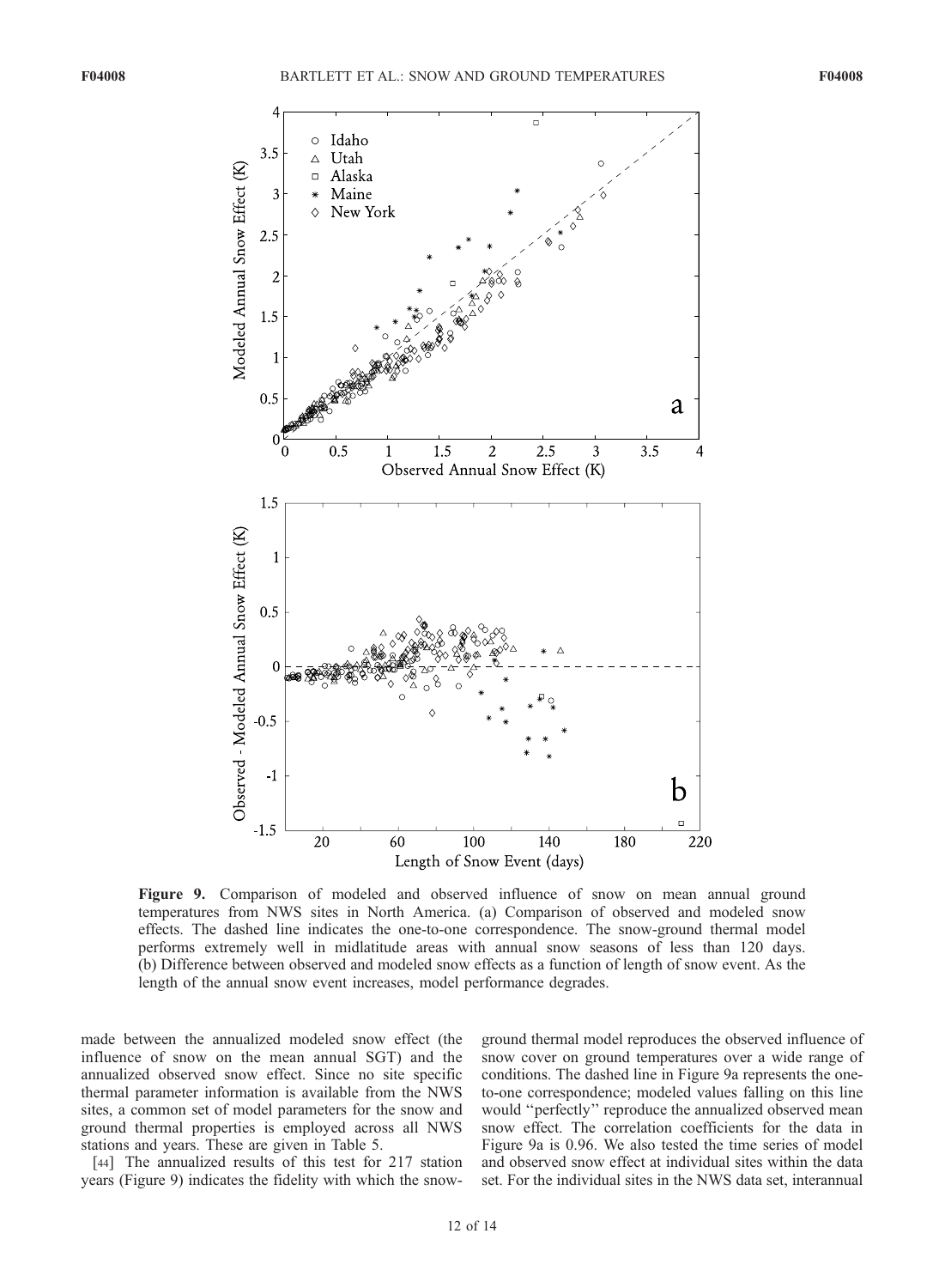**Figure 9.** Comparison of modeled and observed influence of snow on mean annual ground temperatures from NWS sites in North America. (a) Comparison of observed and modeled snow effects. The dashed line indicates the one-to-one correspondence. The snow-ground thermal model performs extremely well in midlatitude areas with annual snow seasons of less than 120 days. (b) Difference between observed and modeled snow effects as a function of length of snow event. As the length of the annual snow event increases, model performance degrades.

made between the annualized modeled snow effect (the influence of snow on the mean annual SGT) and the annualized observed snow effect. Since no site specific thermal parameter information is available from the NWS sites, a common set of model parameters for the snow and ground thermal properties is employed across all NWS stations and years. These are given in Table 5.

[44] The annualized results of this test for 217 station years (Figure 9) indicates the fidelity with which the snow-ground thermal model reproduces the observed influence of snow cover on ground temperatures over a wide range of conditions. The dashed line in Figure 9a represents the one-to-one correspondence; modeled values falling on this line would "perfectly" reproduce the annualized observed mean snow effect. The correlation coefficients for the data in Figure 9a is 0.96. We also tested the time series of model and observed snow effect at individual sites within the data set. For the individual sites in the NWS data set, interannual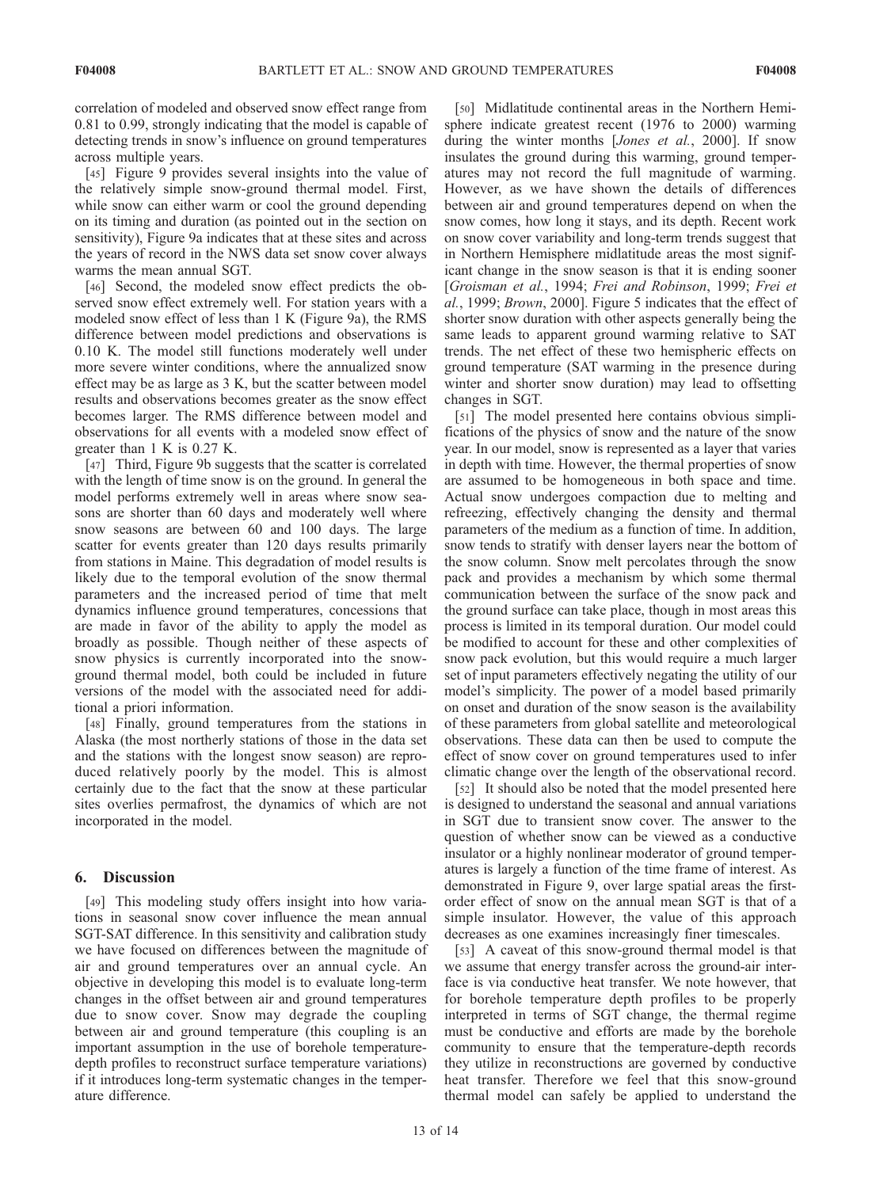correlation of modeled and observed snow effect range from 0.81 to 0.99, strongly indicating that the model is capable of detecting trends in snow's influence on ground temperatures across multiple years.

[45] Figure 9 provides several insights into the value of the relatively simple snow-ground thermal model. First, while snow can either warm or cool the ground depending on its timing and duration (as pointed out in the section on sensitivity), Figure 9a indicates that at these sites and across the years of record in the NWS data set snow cover always warms the mean annual SGT.

[46] Second, the modeled snow effect predicts the observed snow effect extremely well. For station years with a modeled snow effect of less than 1 K (Figure 9a), the RMS difference between model predictions and observations is 0.10 K. The model still functions moderately well under more severe winter conditions, where the annualized snow effect may be as large as 3 K, but the scatter between model results and observations becomes greater as the snow effect becomes larger. The RMS difference between model and observations for all events with a modeled snow effect of greater than 1 K is 0.27 K.

[47] Third, Figure 9b suggests that the scatter is correlated with the length of time snow is on the ground. In general the model performs extremely well in areas where snow seasons are shorter than 60 days and moderately well where snow seasons are between 60 and 100 days. The large scatter for events greater than 120 days results primarily from stations in Maine. This degradation of model results is likely due to the temporal evolution of the snow thermal parameters and the increased period of time that melt dynamics influence ground temperatures, concessions that are made in favor of the ability to apply the model as broadly as possible. Though neither of these aspects of snow physics is currently incorporated into the snow-ground thermal model, both could be included in future versions of the model with the associated need for additional a priori information.

[48] Finally, ground temperatures from the stations in Alaska (the most northerly stations of those in the data set and the stations with the longest snow season) are reproduced relatively poorly by the model. This is almost certainly due to the fact that the snow at these particular sites overlies permafrost, the dynamics of which are not incorporated in the model.

## 6. Discussion

[49] This modeling study offers insight into how variations in seasonal snow cover influence the mean annual SGT-SAT difference. In this sensitivity and calibration study we have focused on differences between the magnitude of air and ground temperatures over an annual cycle. An objective in developing this model is to evaluate long-term changes in the offset between air and ground temperatures due to snow cover. Snow may degrade the coupling between air and ground temperature (this coupling is an important assumption in the use of borehole temperature-depth profiles to reconstruct surface temperature variations) if it introduces long-term systematic changes in the temperature difference.

[50] Midlatitude continental areas in the Northern Hemisphere indicate greatest recent (1976 to 2000) warming during the winter months [*Jones et al.*, 2000]. If snow insulates the ground during this warming, ground temperatures may not record the full magnitude of warming. However, as we have shown the details of differences between air and ground temperatures depend on when the snow comes, how long it stays, and its depth. Recent work on snow cover variability and long-term trends suggest that in Northern Hemisphere midlatitude areas the most significant change in the snow season is that it is ending sooner [*Groisman et al.*, 1994; *Frei and Robinson*, 1999; *Frei et al.*, 1999; *Brown*, 2000]. Figure 5 indicates that the effect of shorter snow duration with other aspects generally being the same leads to apparent ground warming relative to SAT trends. The net effect of these two hemispheric effects on ground temperature (SAT warming in the presence during winter and shorter snow duration) may lead to offsetting changes in SGT.

[51] The model presented here contains obvious simplifications of the physics of snow and the nature of the snow year. In our model, snow is represented as a layer that varies in depth with time. However, the thermal properties of snow are assumed to be homogeneous in both space and time. Actual snow undergoes compaction due to melting and refreezing, effectively changing the density and thermal parameters of the medium as a function of time. In addition, snow tends to stratify with denser layers near the bottom of the snow column. Snow melt percolates through the snow pack and provides a mechanism by which some thermal communication between the surface of the snow pack and the ground surface can take place, though in most areas this process is limited in its temporal duration. Our model could be modified to account for these and other complexities of snow pack evolution, but this would require a much larger set of input parameters effectively negating the utility of our model's simplicity. The power of a model based primarily on onset and duration of the snow season is the availability of these parameters from global satellite and meteorological observations. These data can then be used to compute the effect of snow cover on ground temperatures used to infer climatic change over the length of the observational record.

[52] It should also be noted that the model presented here is designed to understand the seasonal and annual variations in SGT due to transient snow cover. The answer to the question of whether snow can be viewed as a conductive insulator or a highly nonlinear moderator of ground temperatures is largely a function of the time frame of interest. As demonstrated in Figure 9, over large spatial areas the first-order effect of snow on the annual mean SGT is that of a simple insulator. However, the value of this approach decreases as one examines increasingly finer timescales.

[53] A caveat of this snow-ground thermal model is that we assume that energy transfer across the ground-air interface is via conductive heat transfer. We note however, that for borehole temperature depth profiles to be properly interpreted in terms of SGT change, the thermal regime must be conductive and efforts are made by the borehole community to ensure that the temperature-depth records they utilize in reconstructions are governed by conductive heat transfer. Therefore we feel that this snow-ground thermal model can safely be applied to understand the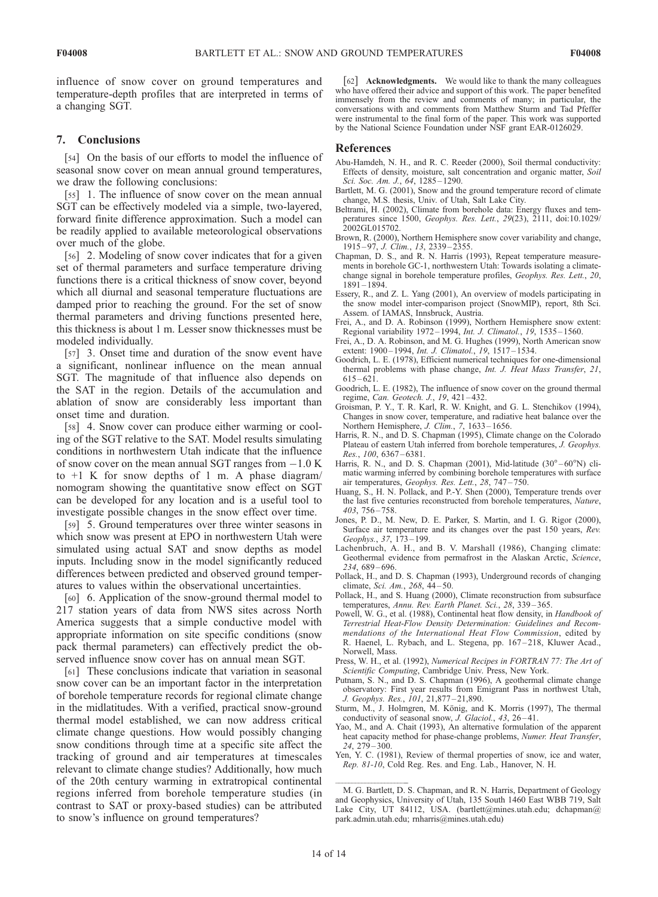influence of snow cover on ground temperatures and temperature-depth profiles that are interpreted in terms of a changing SGT.

## 7. Conclusions

[54] On the basis of our efforts to model the influence of seasonal snow cover on mean annual ground temperatures, we draw the following conclusions:

[55] 1. The influence of snow cover on the mean annual SGT can be effectively modeled via a simple, two-layered, forward finite difference approximation. Such a model can be readily applied to available meteorological observations over much of the globe.

[56] 2. Modeling of snow cover indicates that for a given set of thermal parameters and surface temperature driving functions there is a critical thickness of snow cover, beyond which all diurnal and seasonal temperature fluctuations are damped prior to reaching the ground. For the set of snow thermal parameters and driving functions presented here, this thickness is about 1 m. Lesser snow thicknesses must be modeled individually.

[57] 3. Onset time and duration of the snow event have a significant, nonlinear influence on the mean annual SGT. The magnitude of that influence also depends on the SAT in the region. Details of the accumulation and ablation of snow are considerably less important than onset time and duration.

[58] 4. Snow cover can produce either warming or cooling of the SGT relative to the SAT. Model results simulating conditions in northwestern Utah indicate that the influence of snow cover on the mean annual SGT ranges from $-1.0$ K to $+1$ K for snow depths of 1 m. A phase diagram/nomogram showing the quantitative snow effect on SGT can be developed for any location and is a useful tool to investigate possible changes in the snow effect over time.

[59] 5. Ground temperatures over three winter seasons in which snow was present at EPO in northwestern Utah were simulated using actual SAT and snow depths as model inputs. Including snow in the model significantly reduced differences between predicted and observed ground temperatures to values within the observational uncertainties.

[60] 6. Application of the snow-ground thermal model to 217 station years of data from NWS sites across North America suggests that a simple conductive model with appropriate information on site specific conditions (snow pack thermal parameters) can effectively predict the observed influence snow cover has on annual mean SGT.

[61] These conclusions indicate that variation in seasonal snow cover can be an important factor in the interpretation of borehole temperature records for regional climate change in the midlatitudes. With a verified, practical snow-ground thermal model established, we can now address critical climate change questions. How would possibly changing snow conditions through time at a specific site affect the tracking of ground and air temperatures at timescales relevant to climate change studies? Additionally, how much of the 20th century warming in extratropical continental regions inferred from borehole temperature studies (in contrast to SAT or proxy-based studies) can be attributed to snow's influence on ground temperatures?

[62] **Acknowledgments.** We would like to thank the many colleagues who have offered their advice and support of this work. The paper benefited immensely from the review and comments of many; in particular, the conversations with and comments from Matthew Sturm and Tad Pfeffer were instrumental to the final form of the paper. This work was supported by the National Science Foundation under NSF grant EAR-0126029.

## References

Abu-Hamdeh, N. H., and R. C. Reeder (2000), Soil thermal conductivity: Effects of density, moisture, salt concentration and organic matter, *Soil Sci. Soc. Am. J.*, *64*, 1285–1290.

Bartlett, M. G. (2001), Snow and the ground temperature record of climate change, M.S. thesis, Univ. of Utah, Salt Lake City.

Beltrami, H. (2002), Climate from borehole data: Energy fluxes and temperatures since 1500, *Geophys. Res. Lett.*, *29*(23), 2111, doi:10.1029/2002GL015702.

Brown, R. (2000), Northern Hemisphere snow cover variability and change, 1915–97, *J. Clim.*, *13*, 2339–2355.

Chapman, D. S., and R. N. Harris (1993), Repeat temperature measurements in borehole GC-1, northwestern Utah: Towards isolating a climate-change signal in borehole temperature profiles, *Geophys. Res. Lett.*, *20*, 1891–1894.

Essery, R., and Z. L. Yang (2001), An overview of models participating in the snow model inter-comparison project (SnowMIP), report, 8th Sci. Assem. of IAMAS, Innsbruck, Austria.

Frei, A., and D. A. Robinson (1999), Northern Hemisphere snow extent: Regional variability 1972–1994, *Int. J. Climatol.*, *19*, 1535–1560.

Frei, A., D. A. Robinson, and M. G. Hughes (1999), North American snow extent: 1900–1994, *Int. J. Climatol.*, *19*, 1517–1534.

Goodrich, L. E. (1978), Efficient numerical techniques for one-dimensional thermal problems with phase change, *Int. J. Heat Mass Transfer*, *21*, 615–621.

Goodrich, L. E. (1982), The influence of snow cover on the ground thermal regime, *Can. Geotech. J.*, *19*, 421–432.

Groisman, P. Y., T. R. Karl, R. W. Knight, and G. L. Stenchikov (1994), Changes in snow cover, temperature, and radiative heat balance over the Northern Hemisphere, *J. Clim.*, *7*, 1633–1656.

Harris, R. N., and D. S. Chapman (1995), Climate change on the Colorado Plateau of eastern Utah inferred from borehole temperatures, *J. Geophys. Res.*, *100*, 6367–6381.

Harris, R. N., and D. S. Chapman (2001), Mid-latitude (30°–60°N) climatic warming inferred by combining borehole temperatures with surface air temperatures, *Geophys. Res. Lett.*, *28*, 747–750.

Huang, S., H. N. Pollack, and P.-Y. Shen (2000), Temperature trends over the last five centuries reconstructed from borehole temperatures, *Nature*, *403*, 756–758.

Jones, P. D., M. New, D. E. Parker, S. Martin, and I. G. Rigor (2000), Surface air temperature and its changes over the past 150 years, *Rev. Geophys.*, *37*, 173–199.

Lachenbruch, A. H., and B. V. Marshall (1986), Changing climate: Geothermal evidence from permafrost in the Alaskan Arctic, *Science*, *234*, 689–696.

Pollack, H., and D. S. Chapman (1993), Underground records of changing climate, *Sci. Am.*, *268*, 44–50.

Pollack, H., and S. Huang (2000), Climate reconstruction from subsurface temperatures, *Annu. Rev. Earth Planet. Sci.*, *28*, 339–365.

Powell, W. G., et al. (1988), Continental heat flow density, in *Handbook of Terrestrial Heat-Flow Density Determination: Guidelines and Recommendations of the International Heat Flow Commission*, edited by R. Haenel, L. Rybach, and L. Stegena, pp. 167–218, Kluwer Acad., Norwell, Mass.

Press, W. H., et al. (1992), *Numerical Recipes in FORTRAN 77: The Art of Scientific Computing*, Cambridge Univ. Press, New York.

Putnam, S. N., and D. S. Chapman (1996), A geothermal climate change observatory: First year results from Emigrant Pass in northwest Utah, *J. Geophys. Res.*, *101*, 21,877–21,890.

Sturm, M., J. Holmgren, M. König, and K. Morris (1997), The thermal conductivity of seasonal snow, *J. Glaciol.*, *43*, 26–41.

Yao, M., and A. Chait (1993), An alternative formulation of the apparent heat capacity method for phase-change problems, *Numer. Heat Transfer*, *24*, 279–300.

Yen, Y. C. (1981), Review of thermal properties of snow, ice and water, *Rep. 81-10*, Cold Reg. Res. and Eng. Lab., Hanover, N. H.

---

M. G. Bartlett, D. S. Chapman, and R. N. Harris, Department of Geology and Geophysics, University of Utah, 135 South 1460 East WBB 719, Salt Lake City, UT 84112, USA. (bartlett@mines.utah.edu; dchapman@park.admin.utah.edu; rnharris@mines.utah.edu)